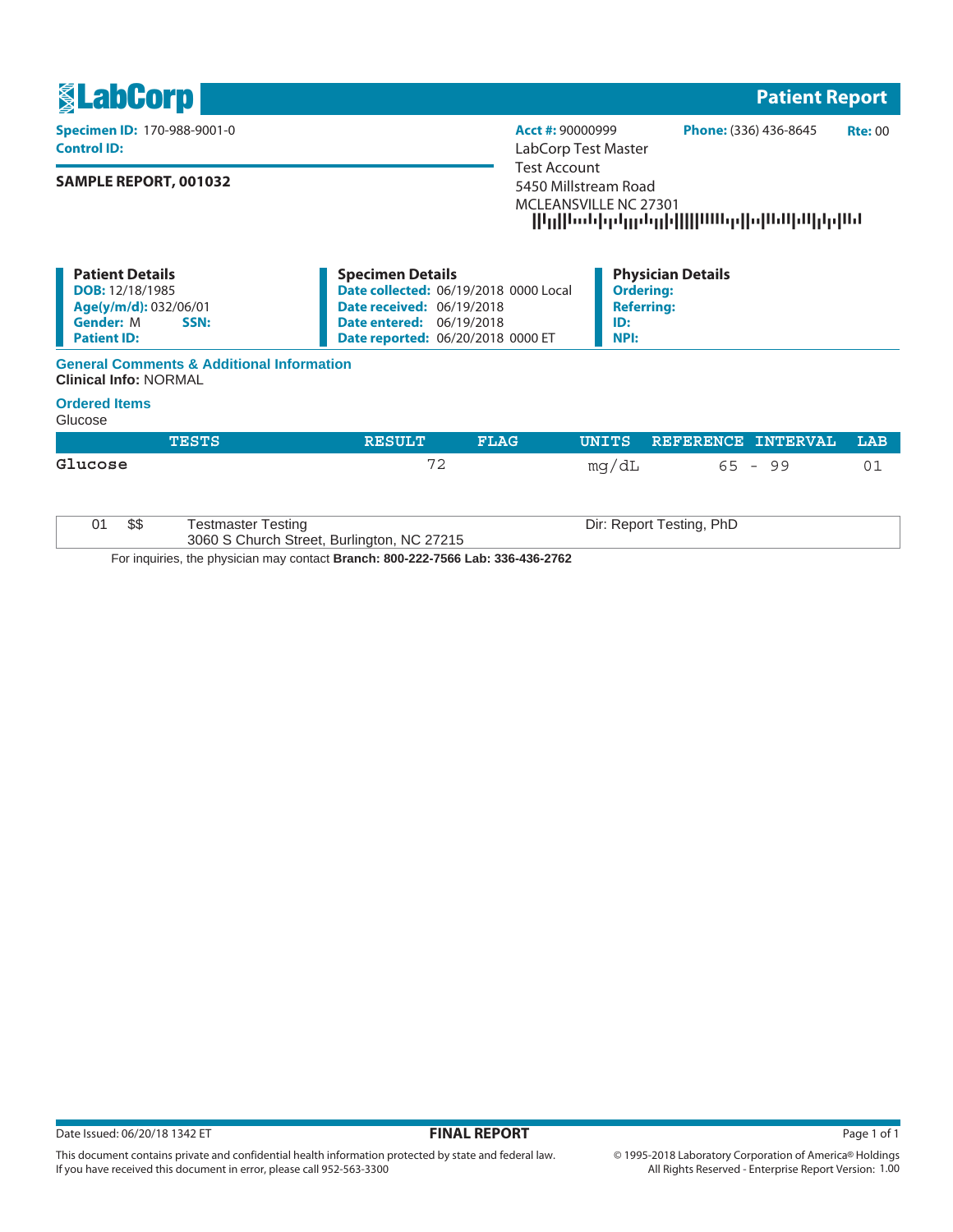# LabCorp

## Patient Report

**Specimen ID:** 170-988-9001-0
**Control ID:**

**SAMPLE REPORT, 001032**

**Acct #:** 90000999 **Phone:** (336) 436-8645 **Rte:** 00
LabCorp Test Master
Test Account
5450 Millstream Road
MCLEANSVILLE NC 27301

### Patient Details
**DOB:** 12/18/1985
**Age(y/m/d):** 032/06/01
**Gender:** M **SSN:**
**Patient ID:**

### Specimen Details
**Date collected:** 06/19/2018 0000 Local
**Date received:** 06/19/2018
**Date entered:** 06/19/2018
**Date reported:** 06/20/2018 0000 ET

### Physician Details
**Ordering:**
**Referring:**
**ID:**
**NPI:**

### General Comments & Additional Information
**Clinical Info:** NORMAL

### Ordered Items
Glucose

| TESTS | RESULT | FLAG | UNITS | REFERENCE INTERVAL | LAB |
|---|---|---|---|---|---|
| Glucose | 72 | | mg/dL | 65 - 99 | 01 |

| | | | |
|---|---|---|---|
| 01 | $$ | Testmaster Testing<br>3060 S Church Street, Burlington, NC 27215 | Dir: Report Testing, PhD |

For inquiries, the physician may contact **Branch: 800-222-7566 Lab: 336-436-2762**

Date Issued: 06/20/18 1342 ET

**FINAL REPORT**

This document contains private and confidential health information protected by state and federal law.
If you have received this document in error, please call 952-563-3300

© 1995-2018 Laboratory Corporation of America® Holdings
All Rights Reserved - Enterprise Report Version: 1.00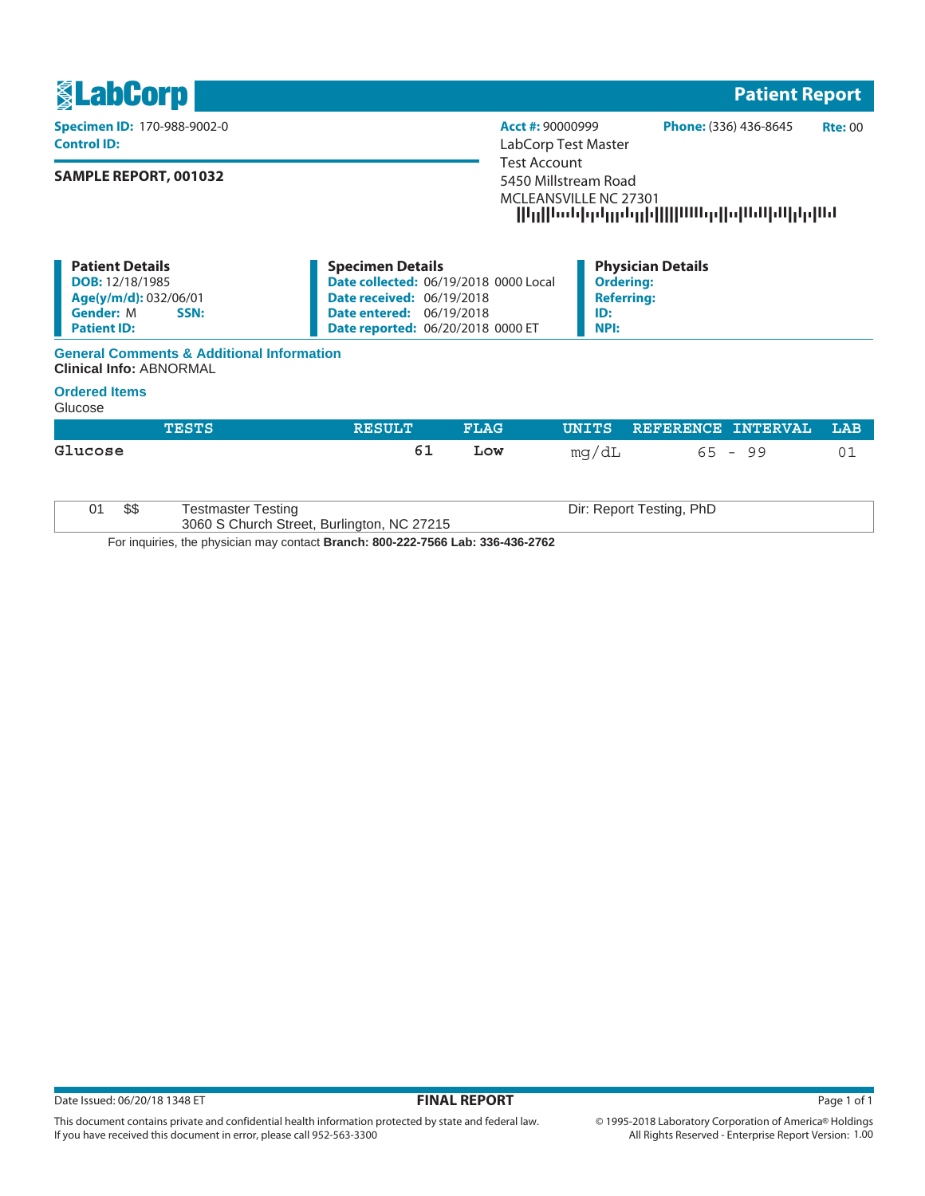# LabCorp

## Patient Report

**Specimen ID:** 170-988-9002-0
**Control ID:**

**SAMPLE REPORT, 001032**

**Acct #:** 90000999 **Phone:** (336) 436-8645 **Rte:** 00

LabCorp Test Master
Test Account
5450 Millstream Road
MCLEANSVILLE NC 27301

### Patient Details

**DOB:** 12/18/1985
**Age(y/m/d):** 032/06/01
**Gender:** M **SSN:**
**Patient ID:**

### Specimen Details

**Date collected:** 06/19/2018 0000 Local
**Date received:** 06/19/2018
**Date entered:** 06/19/2018
**Date reported:** 06/20/2018 0000 ET

### Physician Details

**Ordering:**
**Referring:**
**ID:**
**NPI:**

### General Comments & Additional Information

**Clinical Info:** ABNORMAL

### Ordered Items

Glucose

| TESTS | RESULT | FLAG | UNITS | REFERENCE INTERVAL | LAB |
|---|---|---|---|---|---|
| Glucose | 61 | Low | mg/dL | 65 - 99 | 01 |

| | | | |
|---|---|---|---|
| 01 | $$ | Testmaster Testing<br>3060 S Church Street, Burlington, NC 27215 | Dir: Report Testing, PhD |

For inquiries, the physician may contact **Branch: 800-222-7566 Lab: 336-436-2762**

Date Issued: 06/20/18 1348 ET

**FINAL REPORT**

This document contains private and confidential health information protected by state and federal law.
If you have received this document in error, please call 952-563-3300

© 1995-2018 Laboratory Corporation of America® Holdings
All Rights Reserved - Enterprise Report Version: 1.00